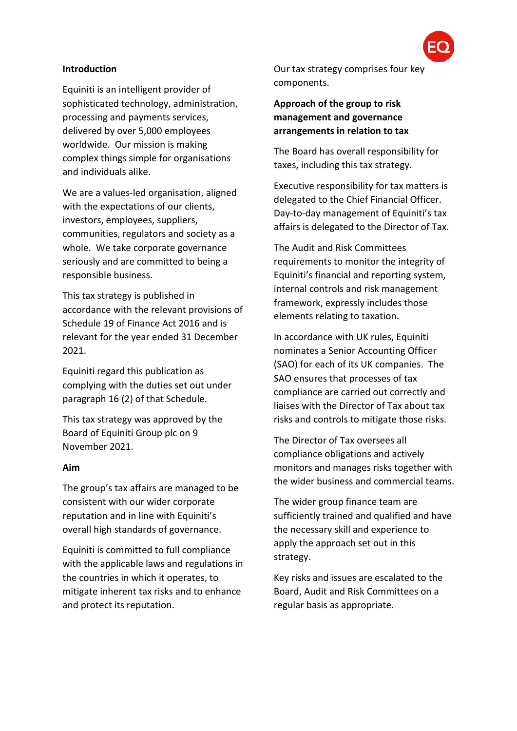**Introduction**

Equiniti is an intelligent provider of sophisticated technology, administration, processing and payments services, delivered by over 5,000 employees worldwide. Our mission is making complex things simple for organisations and individuals alike.

We are a values-led organisation, aligned with the expectations of our clients, investors, employees, suppliers, communities, regulators and society as a whole. We take corporate governance seriously and are committed to being a responsible business.

This tax strategy is published in accordance with the relevant provisions of Schedule 19 of Finance Act 2016 and is relevant for the year ended 31 December 2021.

Equiniti regard this publication as complying with the duties set out under paragraph 16 (2) of that Schedule.

This tax strategy was approved by the Board of Equiniti Group plc on 9 November 2021.

**Aim**

The group's tax affairs are managed to be consistent with our wider corporate reputation and in line with Equiniti's overall high standards of governance.

Equiniti is committed to full compliance with the applicable laws and regulations in the countries in which it operates, to mitigate inherent tax risks and to enhance and protect its reputation.

Our tax strategy comprises four key components.

**Approach of the group to risk management and governance arrangements in relation to tax**

The Board has overall responsibility for taxes, including this tax strategy.

Executive responsibility for tax matters is delegated to the Chief Financial Officer. Day-to-day management of Equiniti's tax affairs is delegated to the Director of Tax.

The Audit and Risk Committees requirements to monitor the integrity of Equiniti's financial and reporting system, internal controls and risk management framework, expressly includes those elements relating to taxation.

In accordance with UK rules, Equiniti nominates a Senior Accounting Officer (SAO) for each of its UK companies. The SAO ensures that processes of tax compliance are carried out correctly and liaises with the Director of Tax about tax risks and controls to mitigate those risks.

The Director of Tax oversees all compliance obligations and actively monitors and manages risks together with the wider business and commercial teams.

The wider group finance team are sufficiently trained and qualified and have the necessary skill and experience to apply the approach set out in this strategy.

Key risks and issues are escalated to the Board, Audit and Risk Committees on a regular basis as appropriate.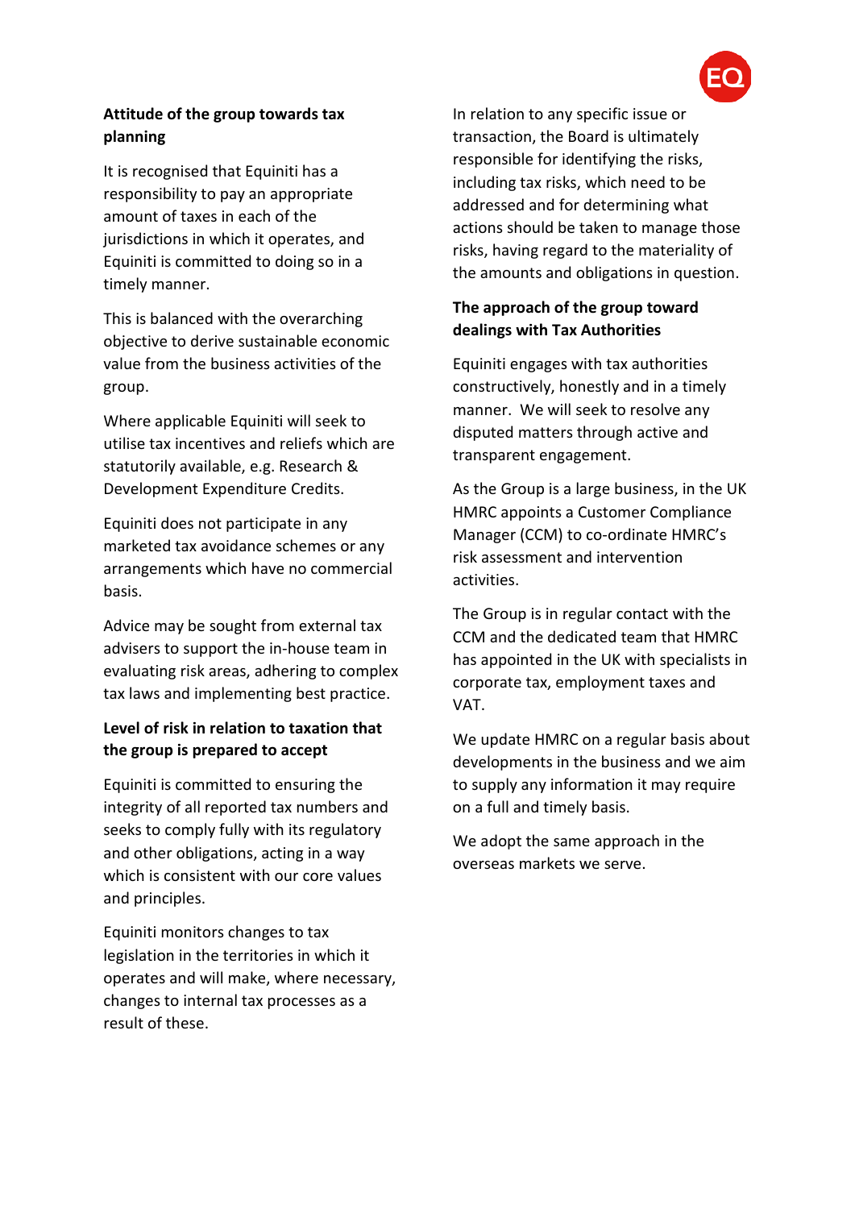**Attitude of the group towards tax planning**

It is recognised that Equiniti has a responsibility to pay an appropriate amount of taxes in each of the jurisdictions in which it operates, and Equiniti is committed to doing so in a timely manner.

This is balanced with the overarching objective to derive sustainable economic value from the business activities of the group.

Where applicable Equiniti will seek to utilise tax incentives and reliefs which are statutorily available, e.g. Research & Development Expenditure Credits.

Equiniti does not participate in any marketed tax avoidance schemes or any arrangements which have no commercial basis.

Advice may be sought from external tax advisers to support the in-house team in evaluating risk areas, adhering to complex tax laws and implementing best practice.

**Level of risk in relation to taxation that the group is prepared to accept**

Equiniti is committed to ensuring the integrity of all reported tax numbers and seeks to comply fully with its regulatory and other obligations, acting in a way which is consistent with our core values and principles.

Equiniti monitors changes to tax legislation in the territories in which it operates and will make, where necessary, changes to internal tax processes as a result of these.

In relation to any specific issue or transaction, the Board is ultimately responsible for identifying the risks, including tax risks, which need to be addressed and for determining what actions should be taken to manage those risks, having regard to the materiality of the amounts and obligations in question.

**The approach of the group toward dealings with Tax Authorities**

Equiniti engages with tax authorities constructively, honestly and in a timely manner. We will seek to resolve any disputed matters through active and transparent engagement.

As the Group is a large business, in the UK HMRC appoints a Customer Compliance Manager (CCM) to co-ordinate HMRC's risk assessment and intervention activities.

The Group is in regular contact with the CCM and the dedicated team that HMRC has appointed in the UK with specialists in corporate tax, employment taxes and VAT.

We update HMRC on a regular basis about developments in the business and we aim to supply any information it may require on a full and timely basis.

We adopt the same approach in the overseas markets we serve.